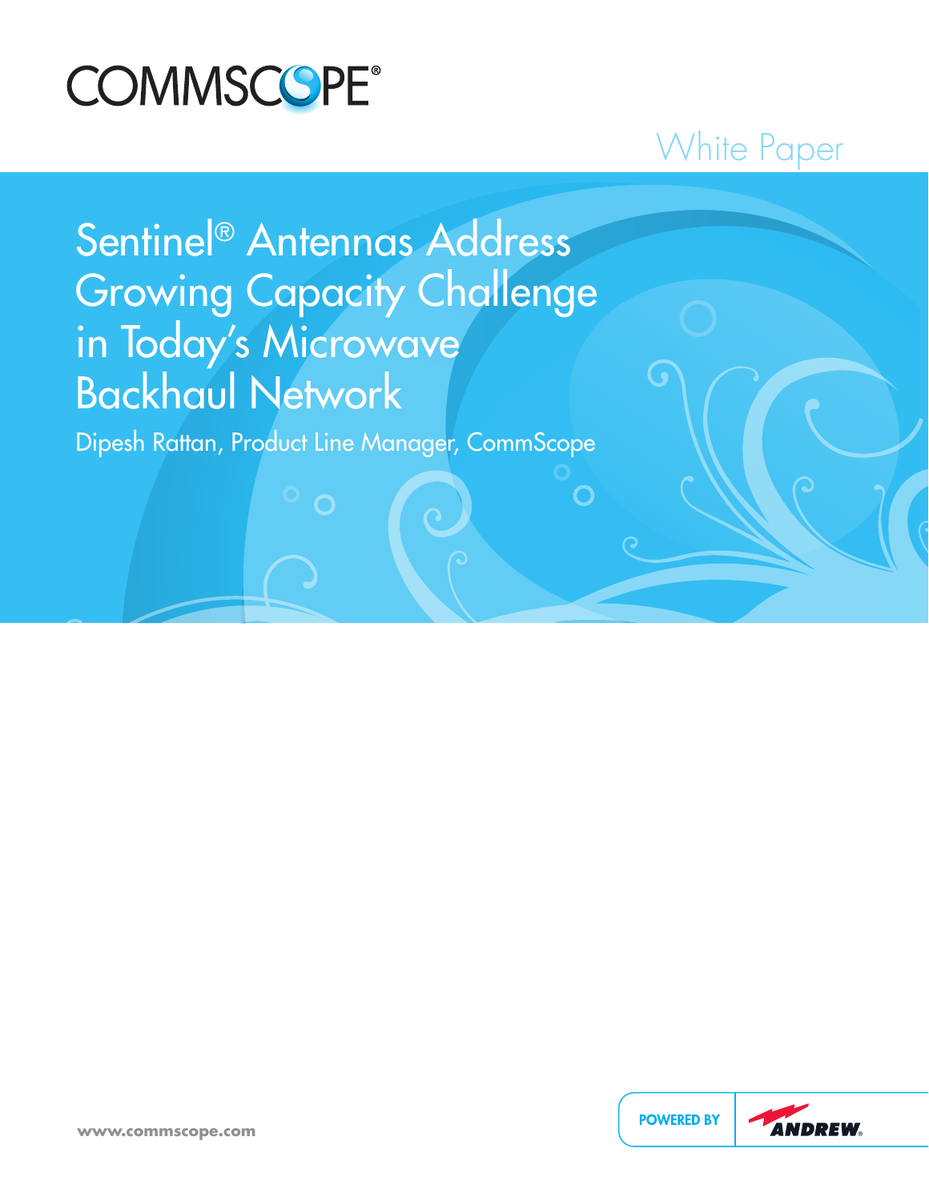COMMSCOPE®

White Paper

# Sentinel® Antennas Address Growing Capacity Challenge in Today's Microwave Backhaul Network

Dipesh Rattan, Product Line Manager, CommScope

www.commscope.com

POWERED BY ANDREW®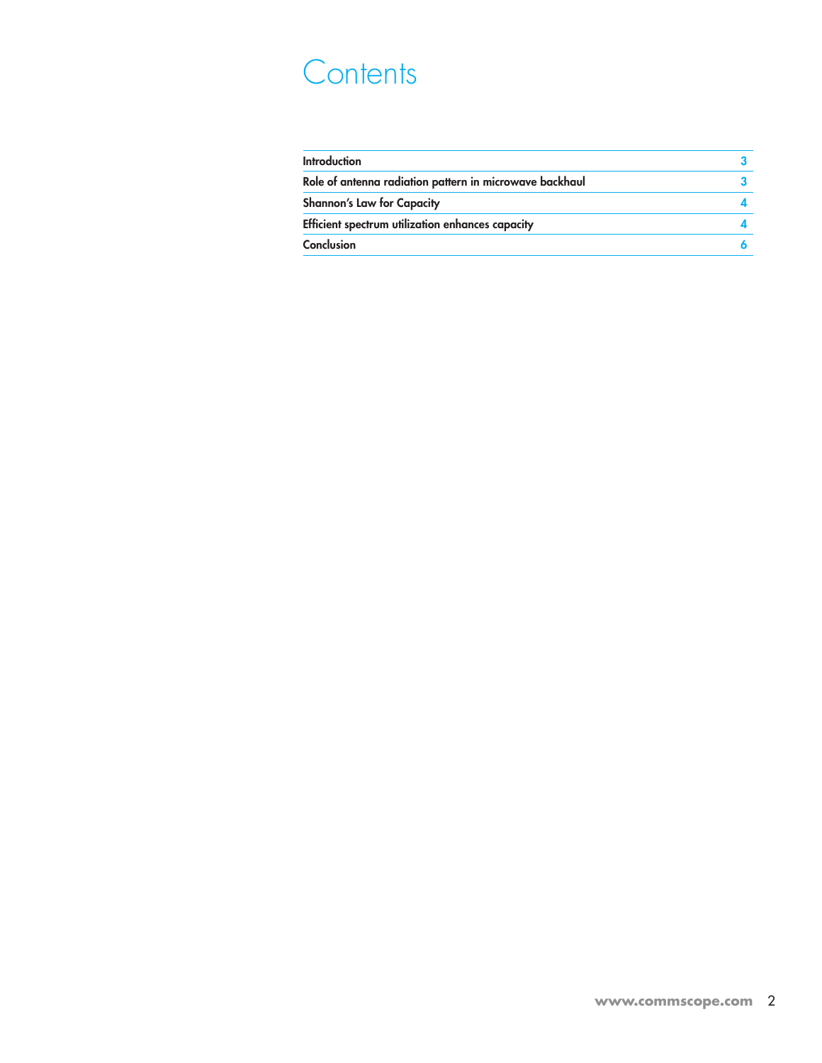# Contents

| | |
|---|---|
| Introduction | 3 |
| Role of antenna radiation pattern in microwave backhaul | 3 |
| Shannon's Law for Capacity | 4 |
| Efficient spectrum utilization enhances capacity | 4 |
| Conclusion | 6 |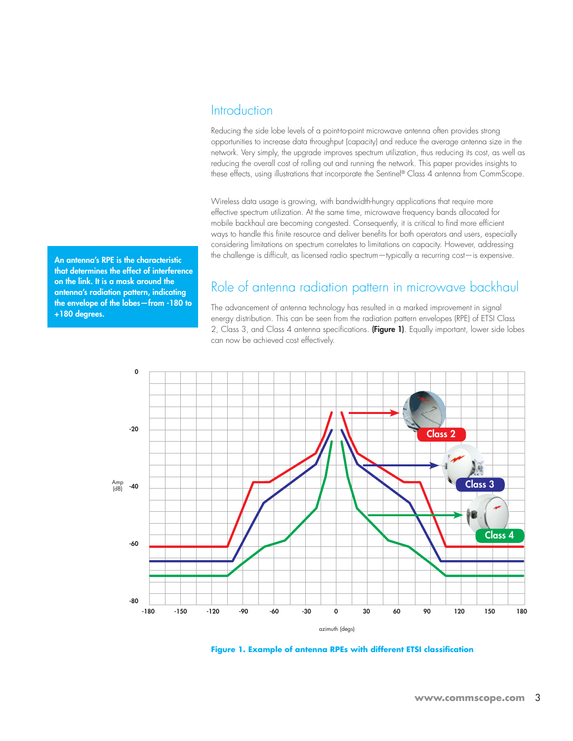## Introduction

Reducing the side lobe levels of a point-to-point microwave antenna often provides strong opportunities to increase data throughput (capacity) and reduce the average antenna size in the network. Very simply, the upgrade improves spectrum utilization, thus reducing its cost, as well as reducing the overall cost of rolling out and running the network. This paper provides insights to these effects, using illustrations that incorporate the Sentinel® Class 4 antenna from CommScope.

Wireless data usage is growing, with bandwidth-hungry applications that require more effective spectrum utilization. At the same time, microwave frequency bands allocated for mobile backhaul are becoming congested. Consequently, it is critical to find more efficient ways to handle this finite resource and deliver benefits for both operators and users, especially considering limitations on spectrum correlates to limitations on capacity. However, addressing the challenge is difficult, as licensed radio spectrum—typically a recurring cost—is expensive.

**An antenna's RPE is the characteristic that determines the effect of interference on the link. It is a mask around the antenna's radiation pattern, indicating the envelope of the lobes—from -180 to +180 degrees.**

## Role of antenna radiation pattern in microwave backhaul

The advancement of antenna technology has resulted in a marked improvement in signal energy distribution. This can be seen from the radiation pattern envelopes (RPE) of ETSI Class 2, Class 3, and Class 4 antenna specifications. **(Figure 1)**. Equally important, lower side lobes can now be achieved cost effectively.

**Figure 1. Example of antenna RPEs with different ETSI classification**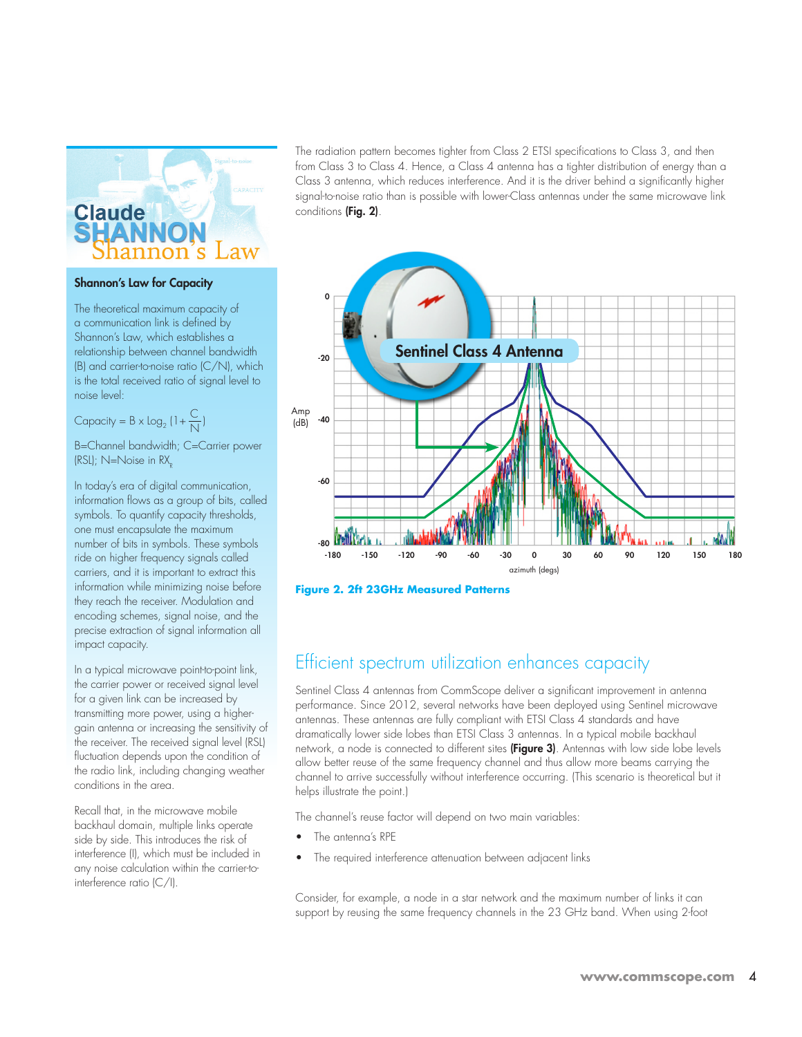## Shannon's Law for Capacity

The theoretical maximum capacity of a communication link is defined by Shannon's Law, which establishes a relationship between channel bandwidth (B) and carrier-to-noise ratio (C/N), which is the total received ratio of signal level to noise level:

$$\text{Capacity} = B \times \log_2 \left(1 + \frac{C}{N}\right)$$

B=Channel bandwidth; C=Carrier power (RSL); N=Noise in $RX_R$

In today's era of digital communication, information flows as a group of bits, called symbols. To quantify capacity thresholds, one must encapsulate the maximum number of bits in symbols. These symbols ride on higher frequency signals called carriers, and it is important to extract this information while minimizing noise before they reach the receiver. Modulation and encoding schemes, signal noise, and the precise extraction of signal information all impact capacity.

In a typical microwave point-to-point link, the carrier power or received signal level for a given link can be increased by transmitting more power, using a higher-gain antenna or increasing the sensitivity of the receiver. The received signal level (RSL) fluctuation depends upon the condition of the radio link, including changing weather conditions in the area.

Recall that, in the microwave mobile backhaul domain, multiple links operate side by side. This introduces the risk of interference (I), which must be included in any noise calculation within the carrier-to-interference ratio (C/I).

The radiation pattern becomes tighter from Class 2 ETSI specifications to Class 3, and then from Class 3 to Class 4. Hence, a Class 4 antenna has a tighter distribution of energy than a Class 3 antenna, which reduces interference. And it is the driver behind a significantly higher signal-to-noise ratio than is possible with lower-Class antennas under the same microwave link conditions **(Fig. 2)**.

**Figure 2. 2ft 23GHz Measured Patterns**

## Efficient spectrum utilization enhances capacity

Sentinel Class 4 antennas from CommScope deliver a significant improvement in antenna performance. Since 2012, several networks have been deployed using Sentinel microwave antennas. These antennas are fully compliant with ETSI Class 4 standards and have dramatically lower side lobes than ETSI Class 3 antennas. In a typical mobile backhaul network, a node is connected to different sites **(Figure 3)**. Antennas with low side lobe levels allow better reuse of the same frequency channel and thus allow more beams carrying the channel to arrive successfully without interference occurring. (This scenario is theoretical but it helps illustrate the point.)

The channel's reuse factor will depend on two main variables:

- The antenna's RPE
- The required interference attenuation between adjacent links

Consider, for example, a node in a star network and the maximum number of links it can support by reusing the same frequency channels in the 23 GHz band. When using 2-foot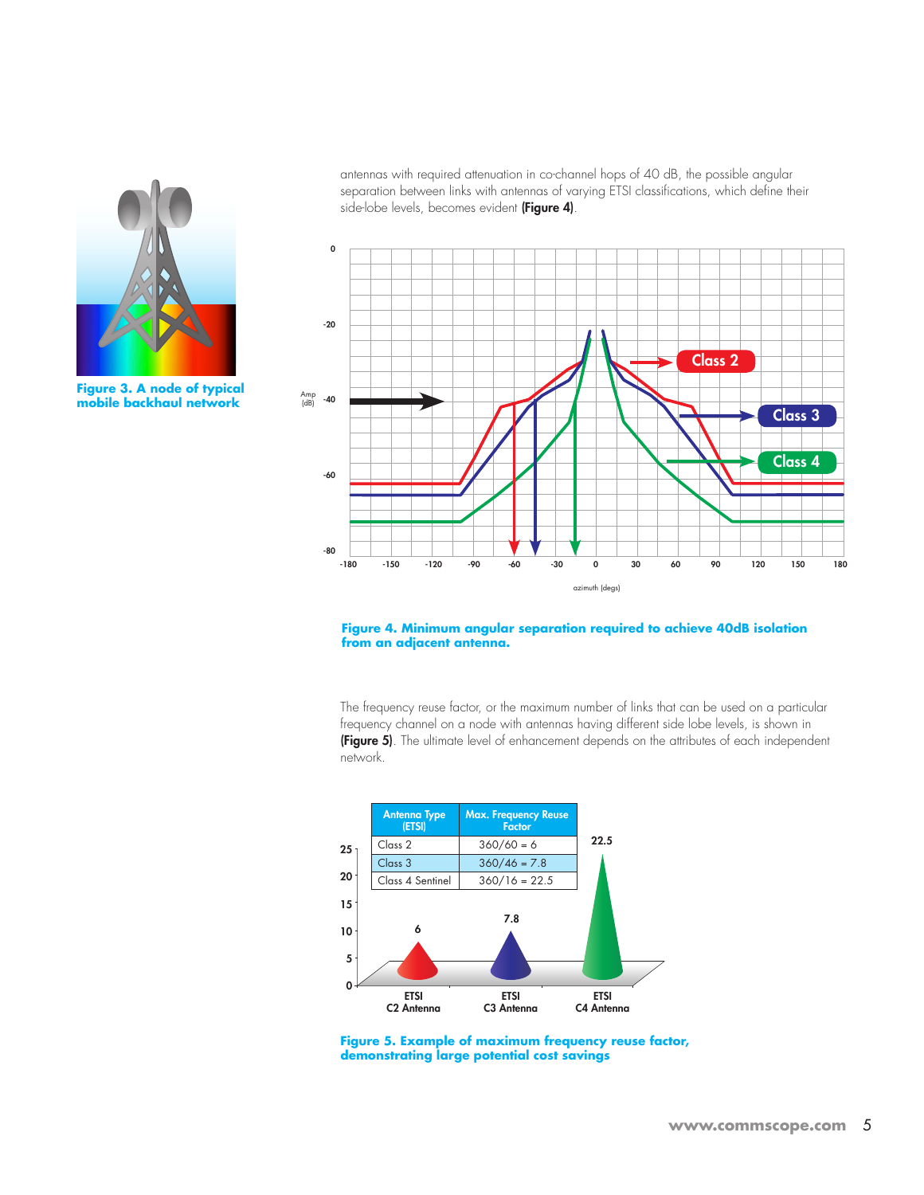antennas with required attenuation in co-channel hops of 40 dB, the possible angular separation between links with antennas of varying ETSI classifications, which define their side-lobe levels, becomes evident **(Figure 4)**.

**Figure 3. A node of typical mobile backhaul network**

**Figure 4. Minimum angular separation required to achieve 40dB isolation from an adjacent antenna.**

The frequency reuse factor, or the maximum number of links that can be used on a particular frequency channel on a node with antennas having different side lobe levels, is shown in **(Figure 5)**. The ultimate level of enhancement depends on the attributes of each independent network.

| Antenna Type (ETSI) | Max. Frequency Reuse Factor |
|---|---|
| Class 2 | 360/60 = 6 |
| Class 3 | 360/46 = 7.8 |
| Class 4 Sentinel | 360/16 = 22.5 |

**Figure 5. Example of maximum frequency reuse factor, demonstrating large potential cost savings**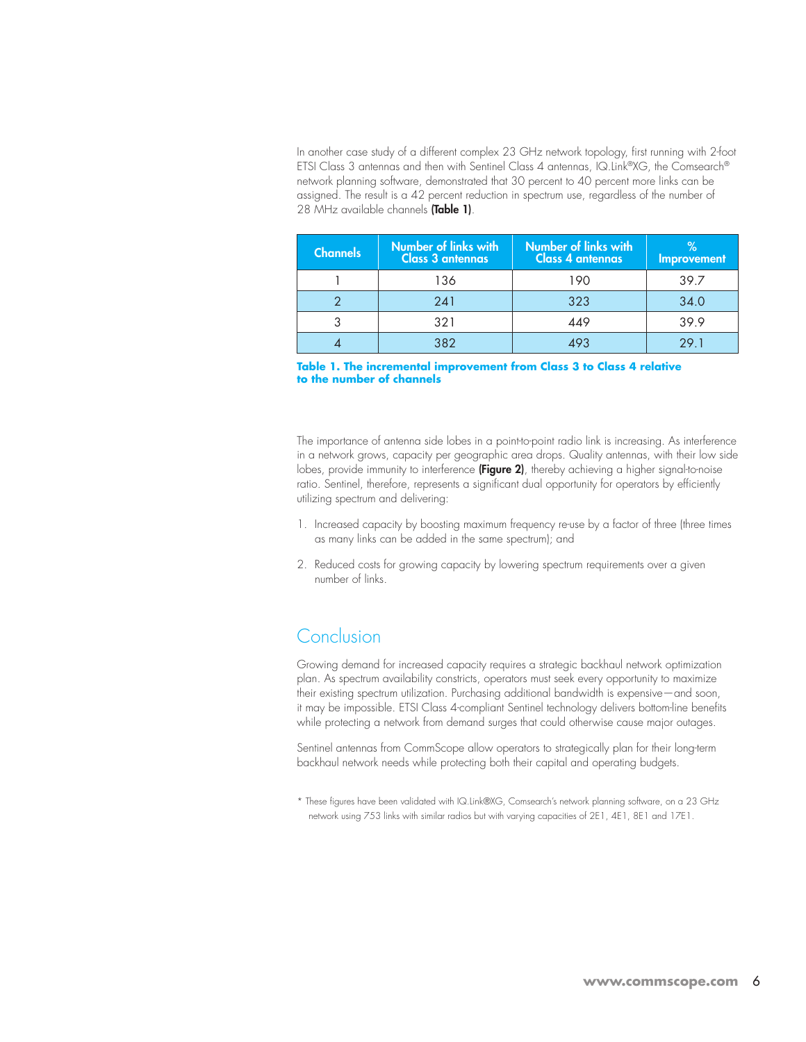In another case study of a different complex 23 GHz network topology, first running with 2-foot ETSI Class 3 antennas and then with Sentinel Class 4 antennas, IQ.Link®XG, the Comsearch® network planning software, demonstrated that 30 percent to 40 percent more links can be assigned. The result is a 42 percent reduction in spectrum use, regardless of the number of 28 MHz available channels **(Table 1)**.

| Channels | Number of links with Class 3 antennas | Number of links with Class 4 antennas | % Improvement |
|---|---|---|---|
| 1 | 136 | 190 | 39.7 |
| 2 | 241 | 323 | 34.0 |
| 3 | 321 | 449 | 39.9 |
| 4 | 382 | 493 | 29.1 |

**Table 1. The incremental improvement from Class 3 to Class 4 relative to the number of channels**

The importance of antenna side lobes in a point-to-point radio link is increasing. As interference in a network grows, capacity per geographic area drops. Quality antennas, with their low side lobes, provide immunity to interference **(Figure 2)**, thereby achieving a higher signal-to-noise ratio. Sentinel, therefore, represents a significant dual opportunity for operators by efficiently utilizing spectrum and delivering:

1. Increased capacity by boosting maximum frequency re-use by a factor of three (three times as many links can be added in the same spectrum); and

2. Reduced costs for growing capacity by lowering spectrum requirements over a given number of links.

## Conclusion

Growing demand for increased capacity requires a strategic backhaul network optimization plan. As spectrum availability constricts, operators must seek every opportunity to maximize their existing spectrum utilization. Purchasing additional bandwidth is expensive—and soon, it may be impossible. ETSI Class 4-compliant Sentinel technology delivers bottom-line benefits while protecting a network from demand surges that could otherwise cause major outages.

Sentinel antennas from CommScope allow operators to strategically plan for their long-term backhaul network needs while protecting both their capital and operating budgets.

* These figures have been validated with IQ.Link®XG, Comsearch's network planning software, on a 23 GHz network using 753 links with similar radios but with varying capacities of 2E1, 4E1, 8E1 and 17E1.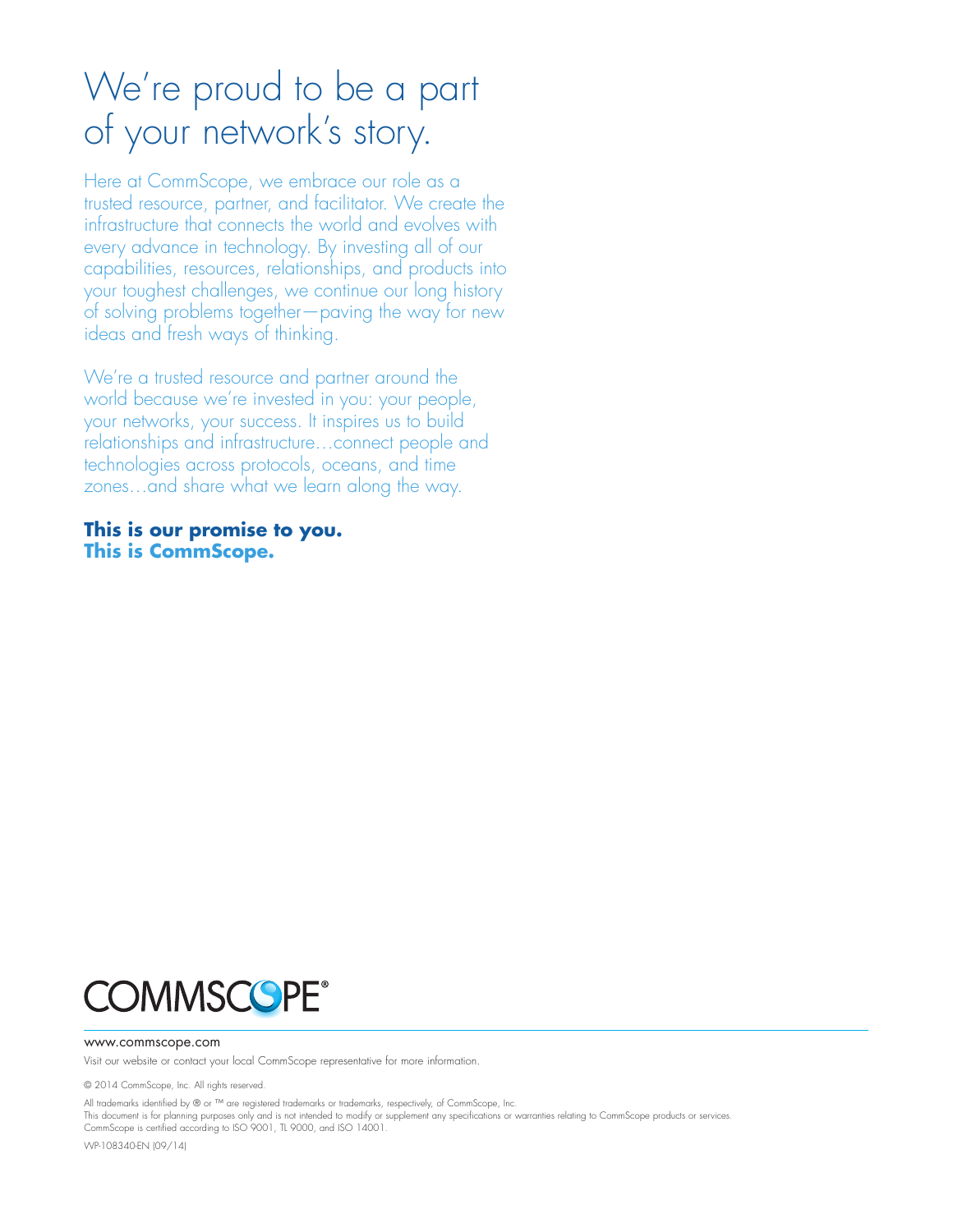# We're proud to be a part of your network's story.

Here at CommScope, we embrace our role as a trusted resource, partner, and facilitator. We create the infrastructure that connects the world and evolves with every advance in technology. By investing all of our capabilities, resources, relationships, and products into your toughest challenges, we continue our long history of solving problems together—paving the way for new ideas and fresh ways of thinking.

We're a trusted resource and partner around the world because we're invested in you: your people, your networks, your success. It inspires us to build relationships and infrastructure…connect people and technologies across protocols, oceans, and time zones…and share what we learn along the way.

**This is our promise to you.**
**This is CommScope.**

COMMSCOPE®

www.commscope.com

Visit our website or contact your local CommScope representative for more information.

© 2014 CommScope, Inc. All rights reserved.

All trademarks identified by ® or ™ are registered trademarks or trademarks, respectively, of CommScope, Inc.
This document is for planning purposes only and is not intended to modify or supplement any specifications or warranties relating to CommScope products or services.
CommScope is certified according to ISO 9001, TL 9000, and ISO 14001.

WP-108340-EN (09/14)